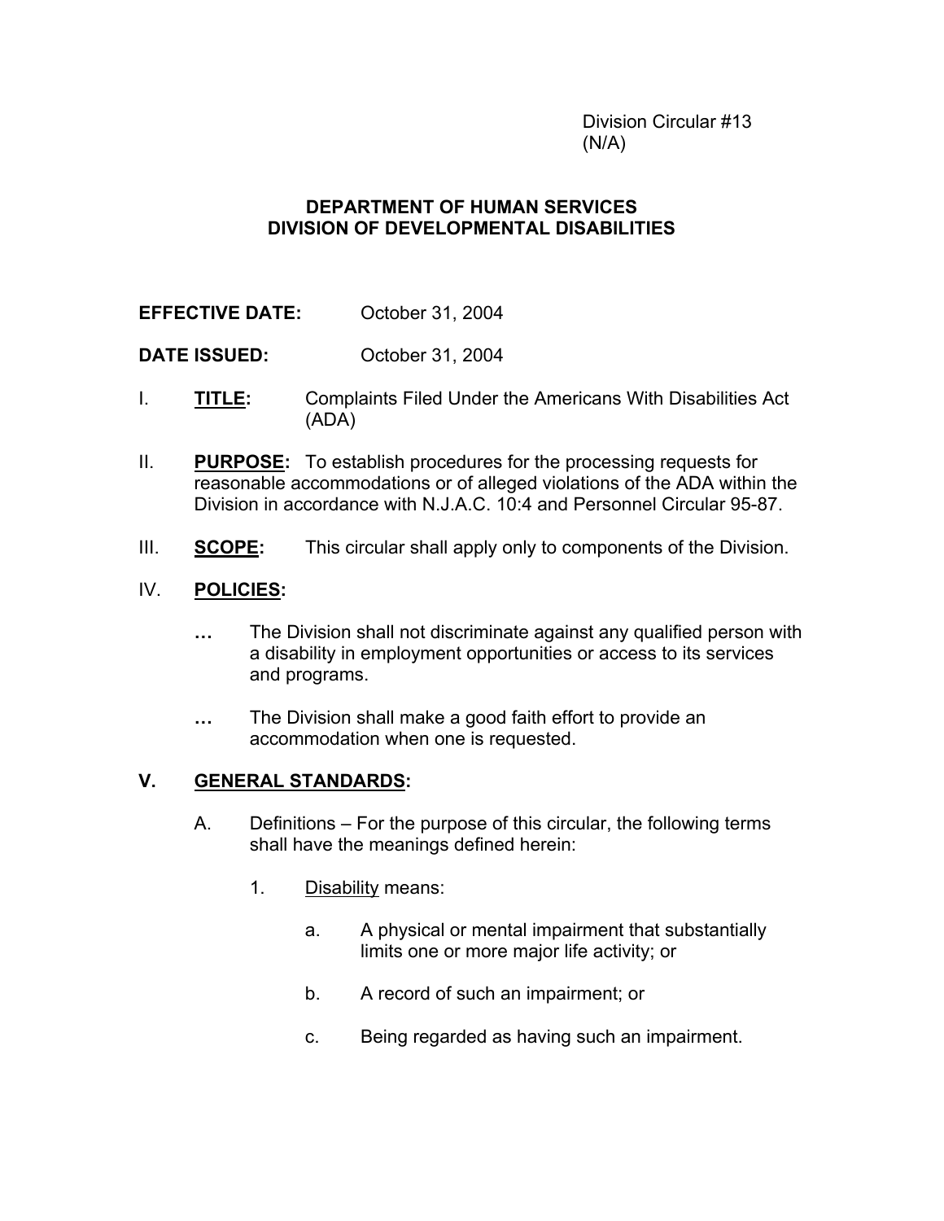Division Circular #13
(N/A)

**DEPARTMENT OF HUMAN SERVICES**
**DIVISION OF DEVELOPMENTAL DISABILITIES**

**EFFECTIVE DATE:** October 31, 2004

**DATE ISSUED:** October 31, 2004

I. **TITLE:** Complaints Filed Under the Americans With Disabilities Act (ADA)

II. **PURPOSE:** To establish procedures for the processing requests for reasonable accommodations or of alleged violations of the ADA within the Division in accordance with N.J.A.C. 10:4 and Personnel Circular 95-87.

III. **SCOPE:** This circular shall apply only to components of the Division.

IV. **POLICIES:**

- The Division shall not discriminate against any qualified person with a disability in employment opportunities or access to its services and programs.

- The Division shall make a good faith effort to provide an accommodation when one is requested.

## V. GENERAL STANDARDS:

A. Definitions – For the purpose of this circular, the following terms shall have the meanings defined herein:

1. Disability means:

   a. A physical or mental impairment that substantially limits one or more major life activity; or

   b. A record of such an impairment; or

   c. Being regarded as having such an impairment.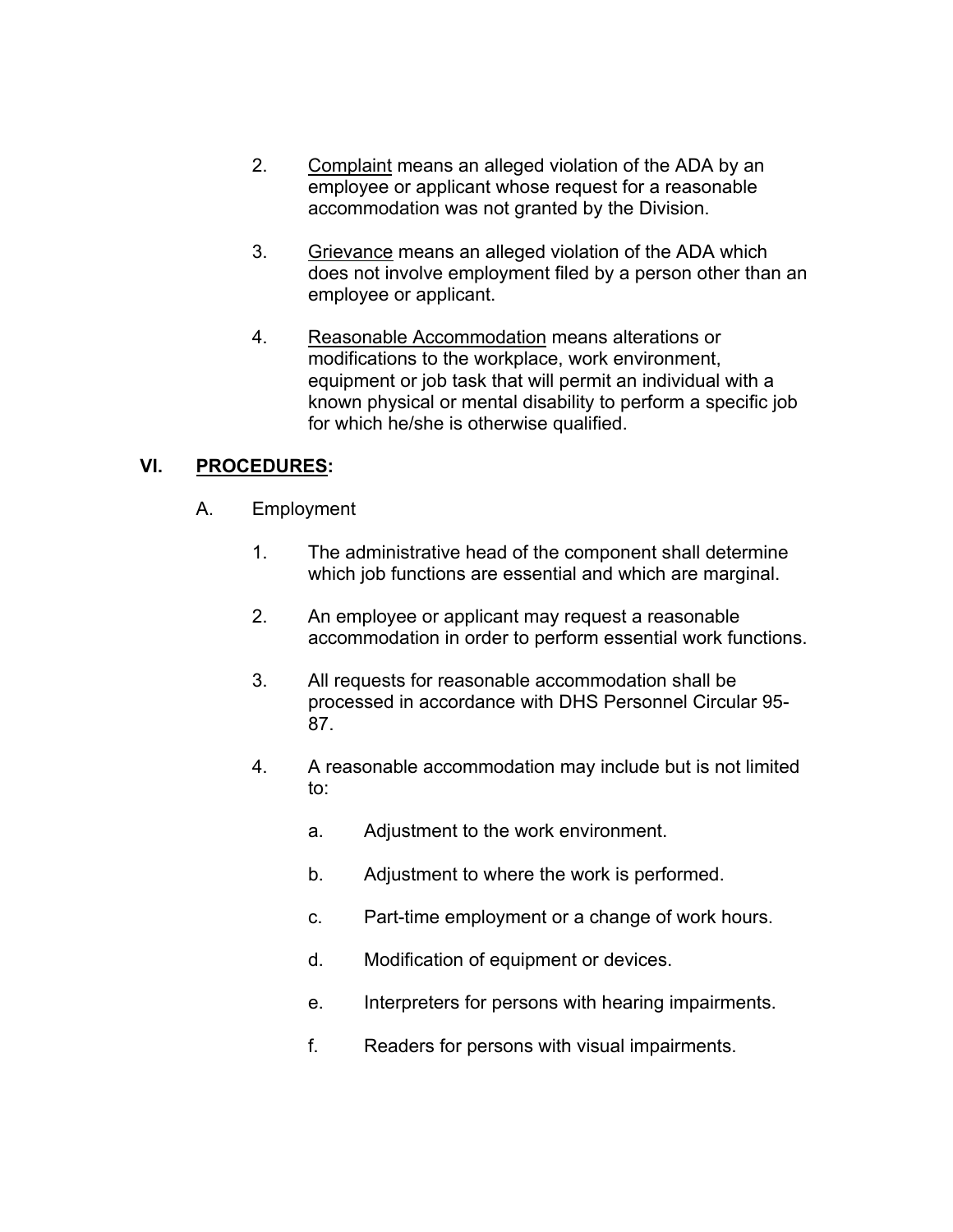2. <u>Complaint</u> means an alleged violation of the ADA by an employee or applicant whose request for a reasonable accommodation was not granted by the Division.

3. <u>Grievance</u> means an alleged violation of the ADA which does not involve employment filed by a person other than an employee or applicant.

4. <u>Reasonable Accommodation</u> means alterations or modifications to the workplace, work environment, equipment or job task that will permit an individual with a known physical or mental disability to perform a specific job for which he/she is otherwise qualified.

## VI. <u>PROCEDURES</u>:

A. Employment

1. The administrative head of the component shall determine which job functions are essential and which are marginal.

2. An employee or applicant may request a reasonable accommodation in order to perform essential work functions.

3. All requests for reasonable accommodation shall be processed in accordance with DHS Personnel Circular 95-87.

4. A reasonable accommodation may include but is not limited to:

   a. Adjustment to the work environment.

   b. Adjustment to where the work is performed.

   c. Part-time employment or a change of work hours.

   d. Modification of equipment or devices.

   e. Interpreters for persons with hearing impairments.

   f. Readers for persons with visual impairments.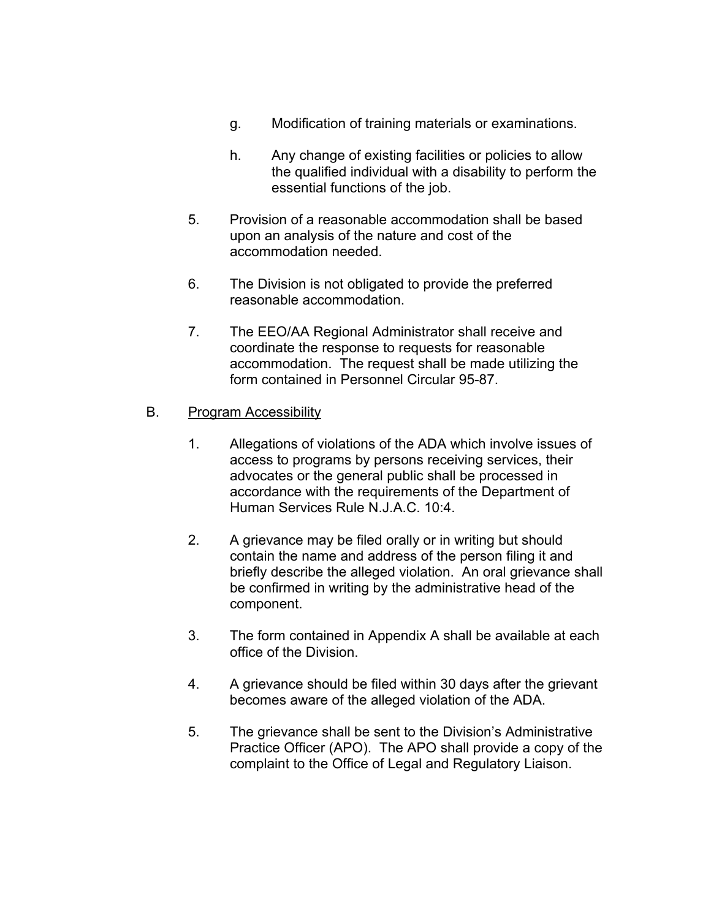g. Modification of training materials or examinations.

h. Any change of existing facilities or policies to allow the qualified individual with a disability to perform the essential functions of the job.

5. Provision of a reasonable accommodation shall be based upon an analysis of the nature and cost of the accommodation needed.

6. The Division is not obligated to provide the preferred reasonable accommodation.

7. The EEO/AA Regional Administrator shall receive and coordinate the response to requests for reasonable accommodation. The request shall be made utilizing the form contained in Personnel Circular 95-87.

B. <u>Program Accessibility</u>

1. Allegations of violations of the ADA which involve issues of access to programs by persons receiving services, their advocates or the general public shall be processed in accordance with the requirements of the Department of Human Services Rule N.J.A.C. 10:4.

2. A grievance may be filed orally or in writing but should contain the name and address of the person filing it and briefly describe the alleged violation. An oral grievance shall be confirmed in writing by the administrative head of the component.

3. The form contained in Appendix A shall be available at each office of the Division.

4. A grievance should be filed within 30 days after the grievant becomes aware of the alleged violation of the ADA.

5. The grievance shall be sent to the Division's Administrative Practice Officer (APO). The APO shall provide a copy of the complaint to the Office of Legal and Regulatory Liaison.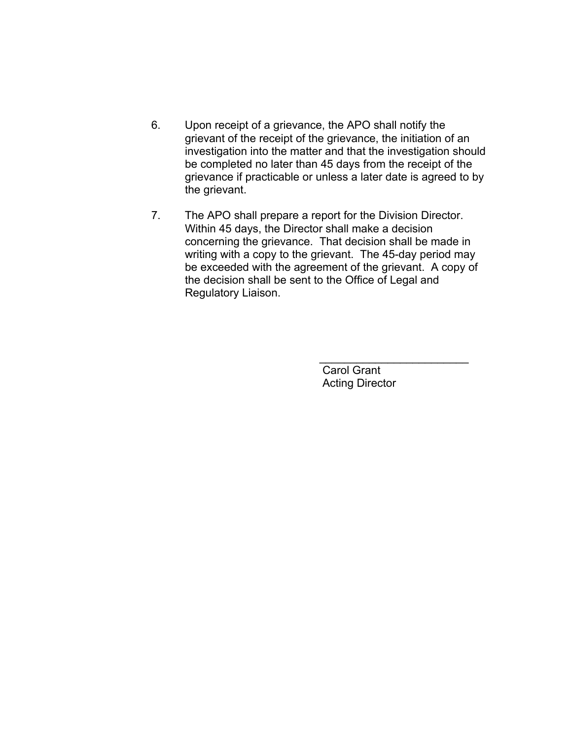6. Upon receipt of a grievance, the APO shall notify the grievant of the receipt of the grievance, the initiation of an investigation into the matter and that the investigation should be completed no later than 45 days from the receipt of the grievance if practicable or unless a later date is agreed to by the grievant.

7. The APO shall prepare a report for the Division Director. Within 45 days, the Director shall make a decision concerning the grievance. That decision shall be made in writing with a copy to the grievant. The 45-day period may be exceeded with the agreement of the grievant. A copy of the decision shall be sent to the Office of Legal and Regulatory Liaison.

\_\_\_\_\_\_\_\_\_\_\_\_\_\_\_\_\_\_\_\_\_\_\_\_\_

Carol Grant
Acting Director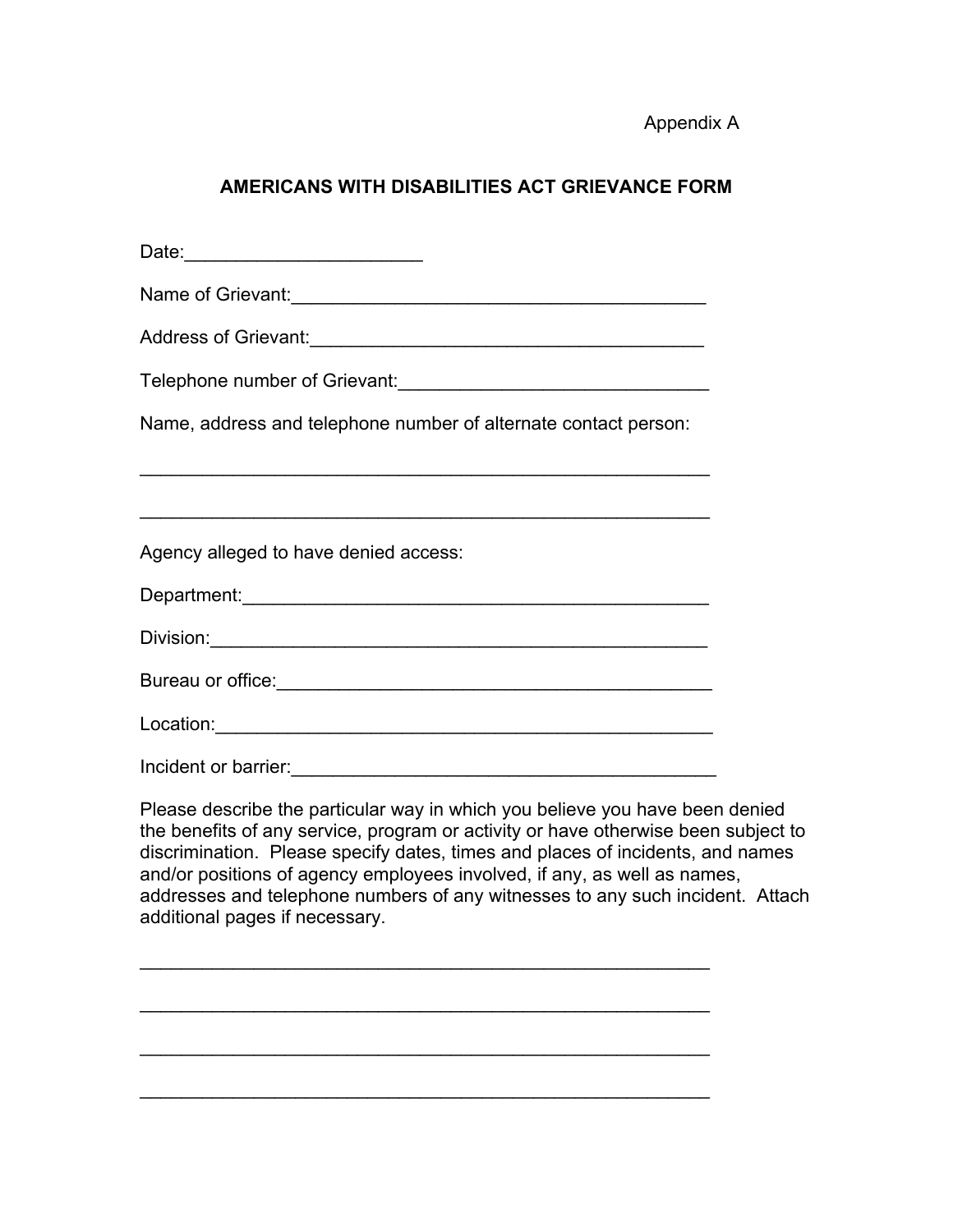Appendix A

**AMERICANS WITH DISABILITIES ACT GRIEVANCE FORM**

Date:_______________________

Name of Grievant:________________________________________

Address of Grievant:______________________________________

Telephone number of Grievant:______________________________

Name, address and telephone number of alternate contact person:

________________________________________________________

________________________________________________________

Agency alleged to have denied access:

Department:_____________________________________________

Division:_______________________________________________

Bureau or office:__________________________________________

Location:_______________________________________________

Incident or barrier:_________________________________________

Please describe the particular way in which you believe you have been denied the benefits of any service, program or activity or have otherwise been subject to discrimination. Please specify dates, times and places of incidents, and names and/or positions of agency employees involved, if any, as well as names, addresses and telephone numbers of any witnesses to any such incident. Attach additional pages if necessary.

________________________________________________________

________________________________________________________

________________________________________________________

________________________________________________________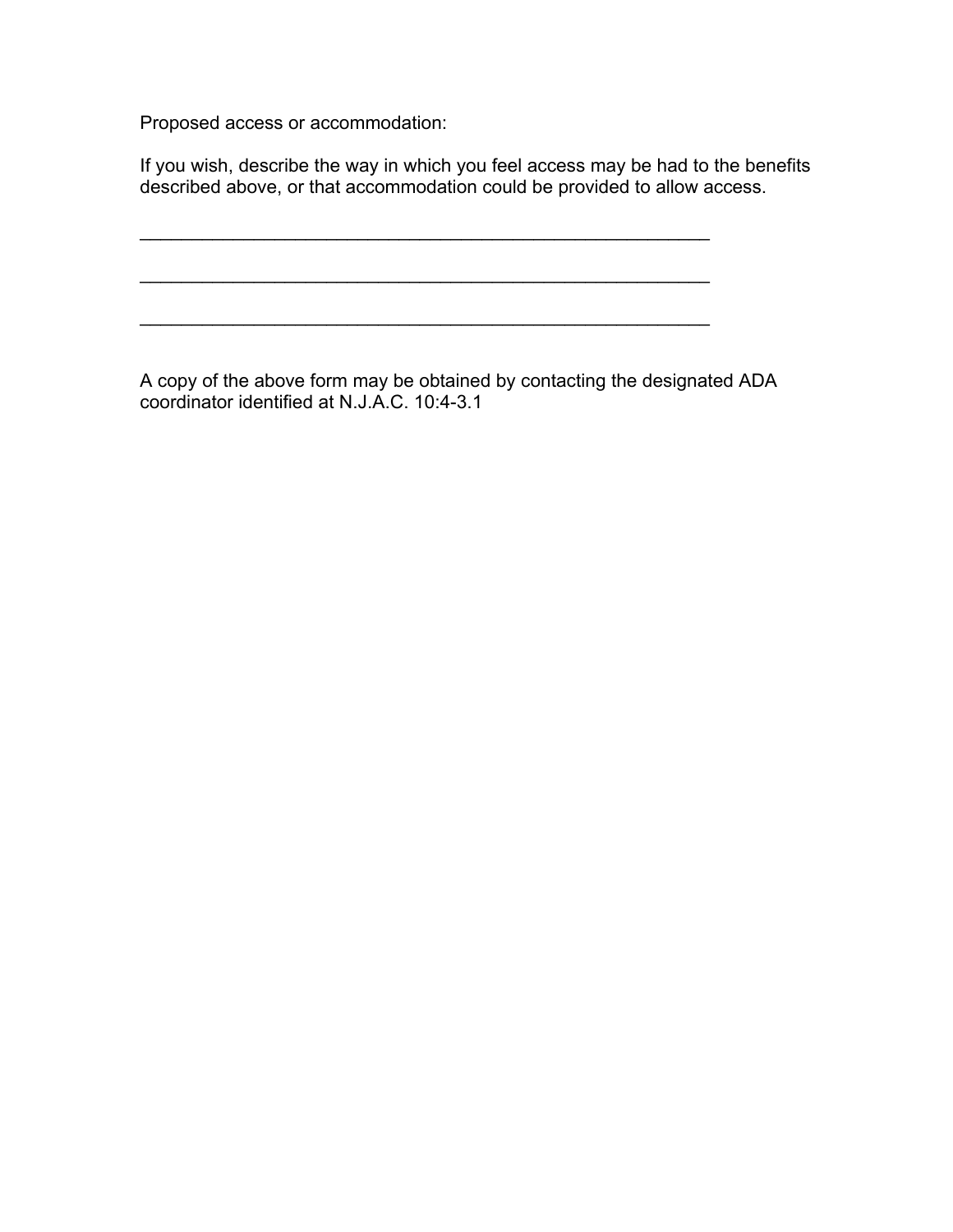Proposed access or accommodation:

If you wish, describe the way in which you feel access may be had to the benefits described above, or that accommodation could be provided to allow access.

_______________________________________________________

_______________________________________________________

_______________________________________________________

A copy of the above form may be obtained by contacting the designated ADA coordinator identified at N.J.A.C. 10:4-3.1